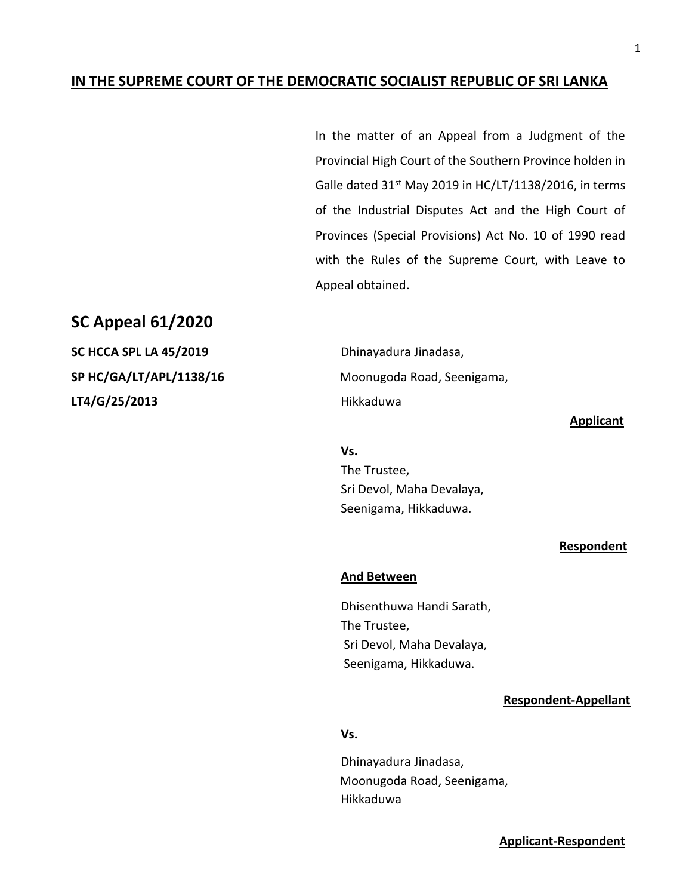**<u>IN THE SUPREME COURT OF THE DEMOCRATIC SOCIALIST REPUBLIC OF SRI LANKA</u>**

In the matter of an Appeal from a Judgment of the Provincial High Court of the Southern Province holden in Galle dated 31st May 2019 in HC/LT/1138/2016, in terms of the Industrial Disputes Act and the High Court of Provinces (Special Provisions) Act No. 10 of 1990 read with the Rules of the Supreme Court, with Leave to Appeal obtained.

## SC Appeal 61/2020

**SC HCCA SPL LA 45/2019**

**SP HC/GA/LT/APL/1138/16**

**LT4/G/25/2013**

Dhinayadura Jinadasa,
Moonugoda Road, Seenigama,
Hikkaduwa

**<u>Applicant</u>**

**Vs.**

The Trustee,
Sri Devol, Maha Devalaya,
Seenigama, Hikkaduwa.

**<u>Respondent</u>**

**<u>And Between</u>**

Dhisenthuwa Handi Sarath,
The Trustee,
Sri Devol, Maha Devalaya,
Seenigama, Hikkaduwa.

**<u>Respondent-Appellant</u>**

**Vs.**

Dhinayadura Jinadasa,
Moonugoda Road, Seenigama,
Hikkaduwa

**<u>Applicant-Respondent</u>**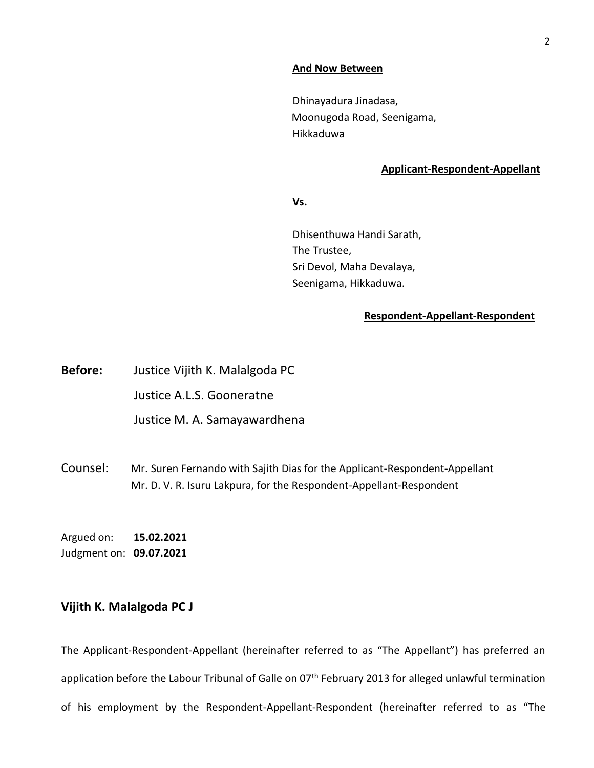**And Now Between**

Dhinayadura Jinadasa,
Moonugoda Road, Seenigama,
Hikkaduwa

**Applicant-Respondent-Appellant**

**Vs.**

Dhisenthuwa Handi Sarath,
The Trustee,
Sri Devol, Maha Devalaya,
Seenigama, Hikkaduwa.

**Respondent-Appellant-Respondent**

**Before:** Justice Vijith K. Malalgoda PC
Justice A.L.S. Gooneratne
Justice M. A. Samayawardhena

Counsel: Mr. Suren Fernando with Sajith Dias for the Applicant-Respondent-Appellant
Mr. D. V. R. Isuru Lakpura, for the Respondent-Appellant-Respondent

Argued on: **15.02.2021**
Judgment on: **09.07.2021**

## Vijith K. Malalgoda PC J

The Applicant-Respondent-Appellant (hereinafter referred to as "The Appellant") has preferred an application before the Labour Tribunal of Galle on 07th February 2013 for alleged unlawful termination of his employment by the Respondent-Appellant-Respondent (hereinafter referred to as "The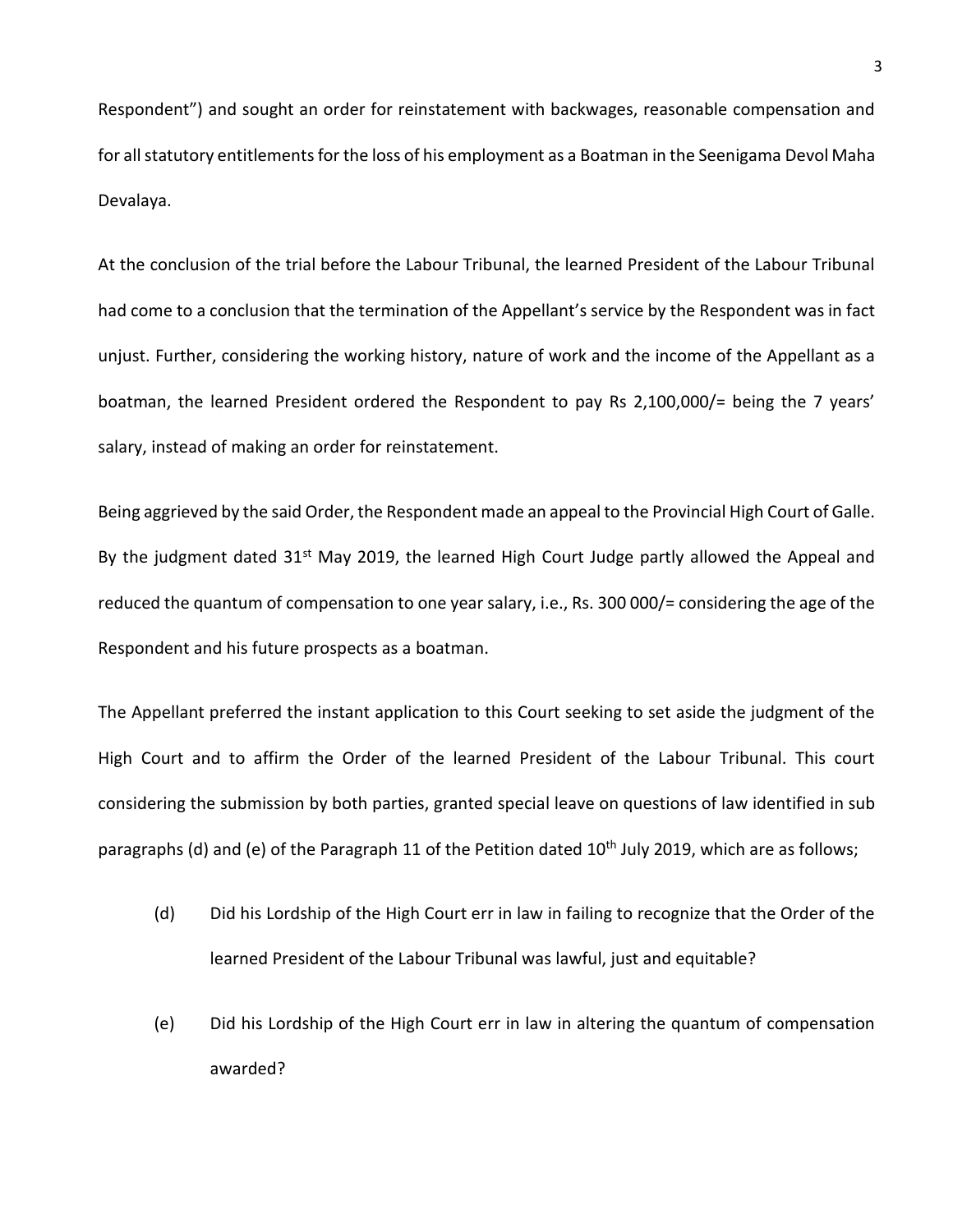Respondent") and sought an order for reinstatement with backwages, reasonable compensation and for all statutory entitlements for the loss of his employment as a Boatman in the Seenigama Devol Maha Devalaya.

At the conclusion of the trial before the Labour Tribunal, the learned President of the Labour Tribunal had come to a conclusion that the termination of the Appellant's service by the Respondent was in fact unjust. Further, considering the working history, nature of work and the income of the Appellant as a boatman, the learned President ordered the Respondent to pay Rs 2,100,000/= being the 7 years' salary, instead of making an order for reinstatement.

Being aggrieved by the said Order, the Respondent made an appeal to the Provincial High Court of Galle. By the judgment dated 31st May 2019, the learned High Court Judge partly allowed the Appeal and reduced the quantum of compensation to one year salary, i.e., Rs. 300 000/= considering the age of the Respondent and his future prospects as a boatman.

The Appellant preferred the instant application to this Court seeking to set aside the judgment of the High Court and to affirm the Order of the learned President of the Labour Tribunal. This court considering the submission by both parties, granted special leave on questions of law identified in sub paragraphs (d) and (e) of the Paragraph 11 of the Petition dated 10th July 2019, which are as follows;

(d) Did his Lordship of the High Court err in law in failing to recognize that the Order of the learned President of the Labour Tribunal was lawful, just and equitable?

(e) Did his Lordship of the High Court err in law in altering the quantum of compensation awarded?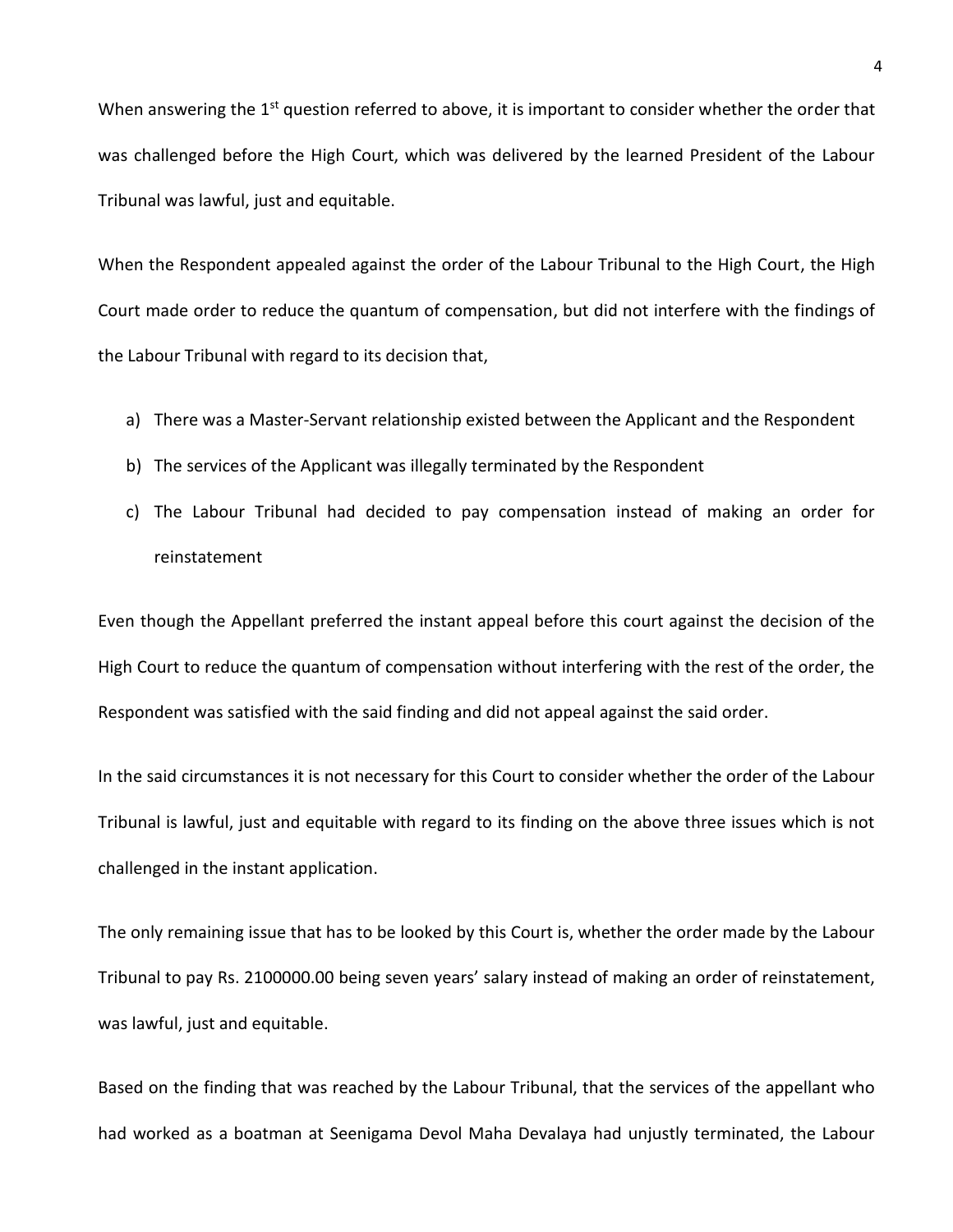When answering the 1st question referred to above, it is important to consider whether the order that was challenged before the High Court, which was delivered by the learned President of the Labour Tribunal was lawful, just and equitable.

When the Respondent appealed against the order of the Labour Tribunal to the High Court, the High Court made order to reduce the quantum of compensation, but did not interfere with the findings of the Labour Tribunal with regard to its decision that,

a) There was a Master-Servant relationship existed between the Applicant and the Respondent
b) The services of the Applicant was illegally terminated by the Respondent
c) The Labour Tribunal had decided to pay compensation instead of making an order for reinstatement

Even though the Appellant preferred the instant appeal before this court against the decision of the High Court to reduce the quantum of compensation without interfering with the rest of the order, the Respondent was satisfied with the said finding and did not appeal against the said order.

In the said circumstances it is not necessary for this Court to consider whether the order of the Labour Tribunal is lawful, just and equitable with regard to its finding on the above three issues which is not challenged in the instant application.

The only remaining issue that has to be looked by this Court is, whether the order made by the Labour Tribunal to pay Rs. 2100000.00 being seven years' salary instead of making an order of reinstatement, was lawful, just and equitable.

Based on the finding that was reached by the Labour Tribunal, that the services of the appellant who had worked as a boatman at Seenigama Devol Maha Devalaya had unjustly terminated, the Labour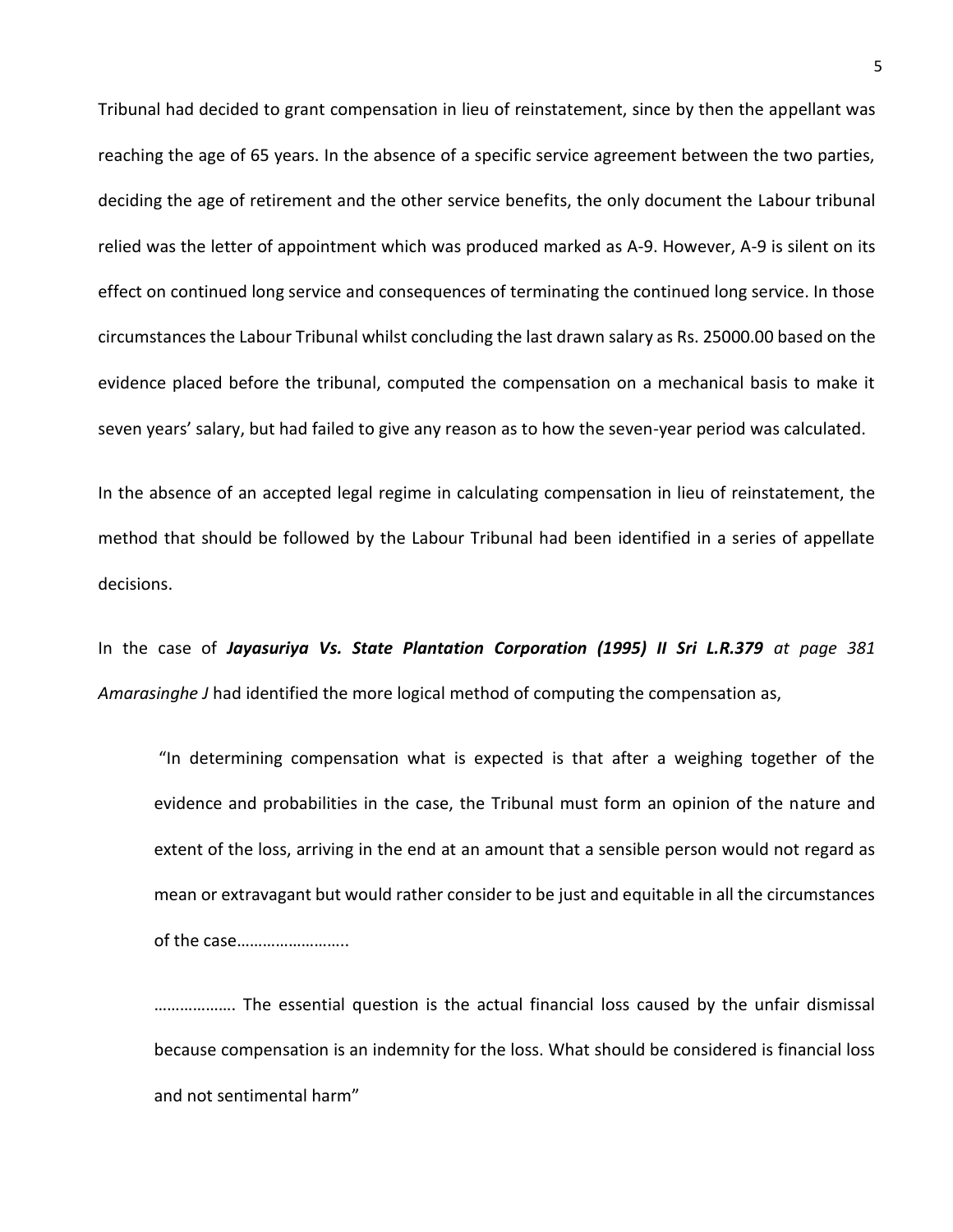Tribunal had decided to grant compensation in lieu of reinstatement, since by then the appellant was reaching the age of 65 years. In the absence of a specific service agreement between the two parties, deciding the age of retirement and the other service benefits, the only document the Labour tribunal relied was the letter of appointment which was produced marked as A-9. However, A-9 is silent on its effect on continued long service and consequences of terminating the continued long service. In those circumstances the Labour Tribunal whilst concluding the last drawn salary as Rs. 25000.00 based on the evidence placed before the tribunal, computed the compensation on a mechanical basis to make it seven years' salary, but had failed to give any reason as to how the seven-year period was calculated.

In the absence of an accepted legal regime in calculating compensation in lieu of reinstatement, the method that should be followed by the Labour Tribunal had been identified in a series of appellate decisions.

In the case of ***Jayasuriya Vs. State Plantation Corporation (1995) II Sri L.R.379*** *at page 381 Amarasinghe J* had identified the more logical method of computing the compensation as,

> "In determining compensation what is expected is that after a weighing together of the evidence and probabilities in the case, the Tribunal must form an opinion of the nature and extent of the loss, arriving in the end at an amount that a sensible person would not regard as mean or extravagant but would rather consider to be just and equitable in all the circumstances of the case……………………..
>
> ………………. The essential question is the actual financial loss caused by the unfair dismissal because compensation is an indemnity for the loss. What should be considered is financial loss and not sentimental harm"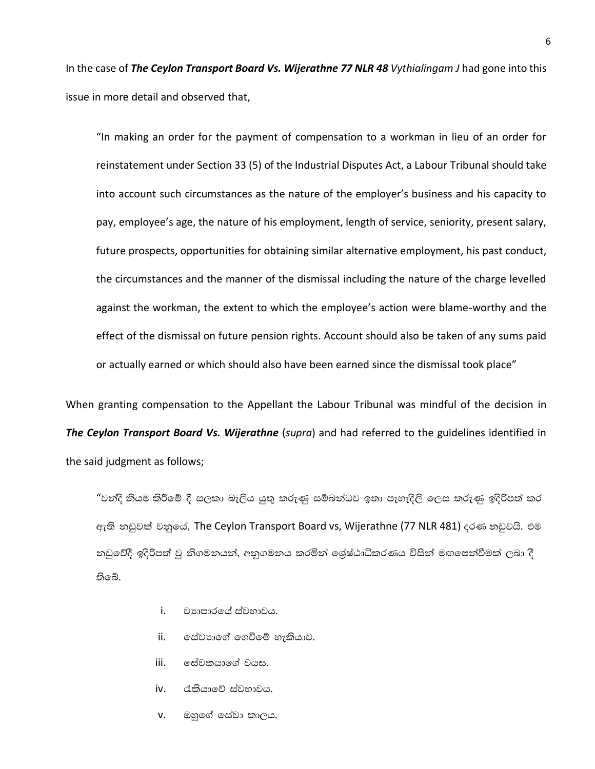In the case of ***The Ceylon Transport Board Vs. Wijerathne 77 NLR 48*** *Vythialingam J* had gone into this issue in more detail and observed that,

> "In making an order for the payment of compensation to a workman in lieu of an order for reinstatement under Section 33 (5) of the Industrial Disputes Act, a Labour Tribunal should take into account such circumstances as the nature of the employer's business and his capacity to pay, employee's age, the nature of his employment, length of service, seniority, present salary, future prospects, opportunities for obtaining similar alternative employment, his past conduct, the circumstances and the manner of the dismissal including the nature of the charge levelled against the workman, the extent to which the employee's action were blame-worthy and the effect of the dismissal on future pension rights. Account should also be taken of any sums paid or actually earned or which should also have been earned since the dismissal took place"

When granting compensation to the Appellant the Labour Tribunal was mindful of the decision in ***The Ceylon Transport Board Vs. Wijerathne*** (*supra*) and had referred to the guidelines identified in the said judgment as follows;

> "වන්දි නියම කිරීමේ දී සලකා බැලිය යුතු කරුණු සම්බන්ධව ඉතා පැහැදිලි ලෙස කරුණු ඉදිරිපත් කර ඇති නඩුවක් වනුයේ, The Ceylon Transport Board vs, Wijerathne (77 NLR 481) දරණ නඩුවයි. එම නඩුවේදී ඉදිරිපත් වූ නිගමනයන්, අනුගමනය කරමින් ශ්‍රේෂ්ඨාධිකරණය විසින් මඟපෙන්වීමක් ලබා දී තිබේ.
>
> i. ව්‍යාපාරයේ ස්වභාවය.
>
> ii. සේව්‍යාගේ ගෙවීමේ හැකියාව.
>
> iii. සේවකයාගේ වයස.
>
> iv. රැකියාවේ ස්වභාවය.
>
> v. ඔහුගේ සේවා කාලය.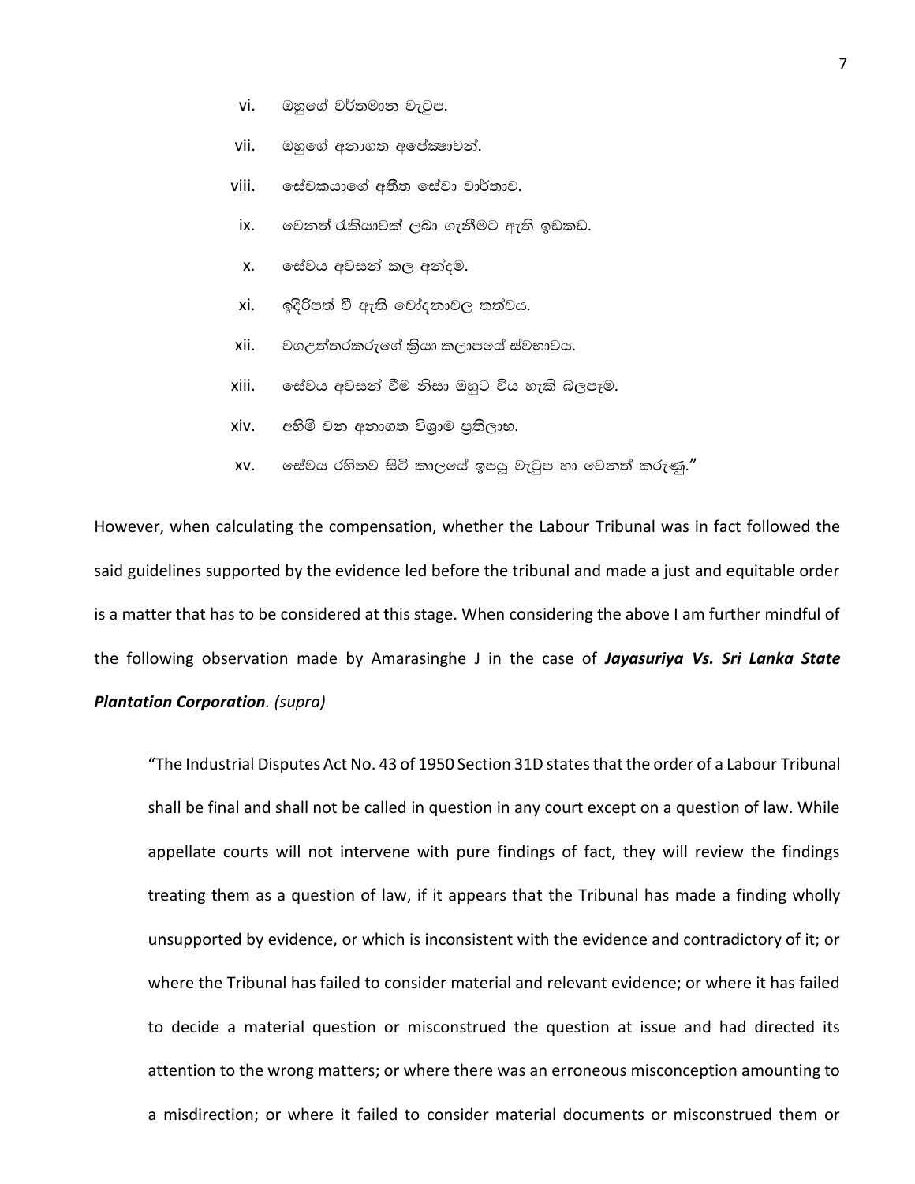vi. ඔහුගේ වර්තමාන වැටුප.

vii. ඔහුගේ අනාගත අපේක්ෂාවන්.

viii. සේවකයාගේ අතීත සේවා වාර්තාව.

ix. වෙනත් රැකියාවක් ලබා ගැනීමට ඇති ඉඩකඩ.

x. සේවය අවසන් කල අන්දම.

xi. ඉදිරිපත් වී ඇති චෝදනාවල තත්වය.

xii. වගඋත්තරකරුගේ ක්‍රියා කලාපයේ ස්වභාවය.

xiii. සේවය අවසන් වීම නිසා ඔහුට විය හැකි බලපෑම.

xiv. අහිමි වන අනාගත විශ්‍රාම ප්‍රතිලාභ.

xv. සේවය රහිතව සිටි කාලයේ ඉපයූ වැටුප හා වෙනත් කරුණු."

However, when calculating the compensation, whether the Labour Tribunal was in fact followed the said guidelines supported by the evidence led before the tribunal and made a just and equitable order is a matter that has to be considered at this stage. When considering the above I am further mindful of the following observation made by Amarasinghe J in the case of ***Jayasuriya Vs. Sri Lanka State Plantation Corporation****. (supra)*

> "The Industrial Disputes Act No. 43 of 1950 Section 31D states that the order of a Labour Tribunal shall be final and shall not be called in question in any court except on a question of law. While appellate courts will not intervene with pure findings of fact, they will review the findings treating them as a question of law, if it appears that the Tribunal has made a finding wholly unsupported by evidence, or which is inconsistent with the evidence and contradictory of it; or where the Tribunal has failed to consider material and relevant evidence; or where it has failed to decide a material question or misconstrued the question at issue and had directed its attention to the wrong matters; or where there was an erroneous misconception amounting to a misdirection; or where it failed to consider material documents or misconstrued them or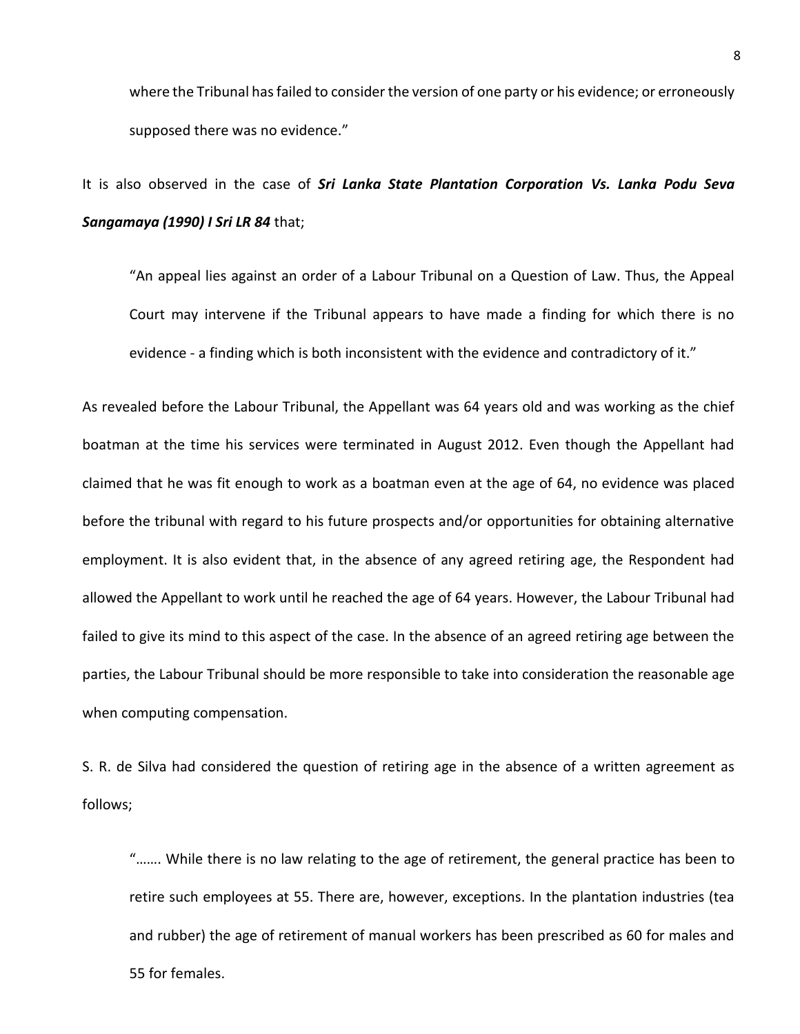where the Tribunal has failed to consider the version of one party or his evidence; or erroneously supposed there was no evidence."

It is also observed in the case of ***Sri Lanka State Plantation Corporation Vs. Lanka Podu Seva Sangamaya (1990) I Sri LR 84*** that;

> "An appeal lies against an order of a Labour Tribunal on a Question of Law. Thus, the Appeal Court may intervene if the Tribunal appears to have made a finding for which there is no evidence - a finding which is both inconsistent with the evidence and contradictory of it."

As revealed before the Labour Tribunal, the Appellant was 64 years old and was working as the chief boatman at the time his services were terminated in August 2012. Even though the Appellant had claimed that he was fit enough to work as a boatman even at the age of 64, no evidence was placed before the tribunal with regard to his future prospects and/or opportunities for obtaining alternative employment. It is also evident that, in the absence of any agreed retiring age, the Respondent had allowed the Appellant to work until he reached the age of 64 years. However, the Labour Tribunal had failed to give its mind to this aspect of the case. In the absence of an agreed retiring age between the parties, the Labour Tribunal should be more responsible to take into consideration the reasonable age when computing compensation.

S. R. de Silva had considered the question of retiring age in the absence of a written agreement as follows;

> "……. While there is no law relating to the age of retirement, the general practice has been to retire such employees at 55. There are, however, exceptions. In the plantation industries (tea and rubber) the age of retirement of manual workers has been prescribed as 60 for males and 55 for females.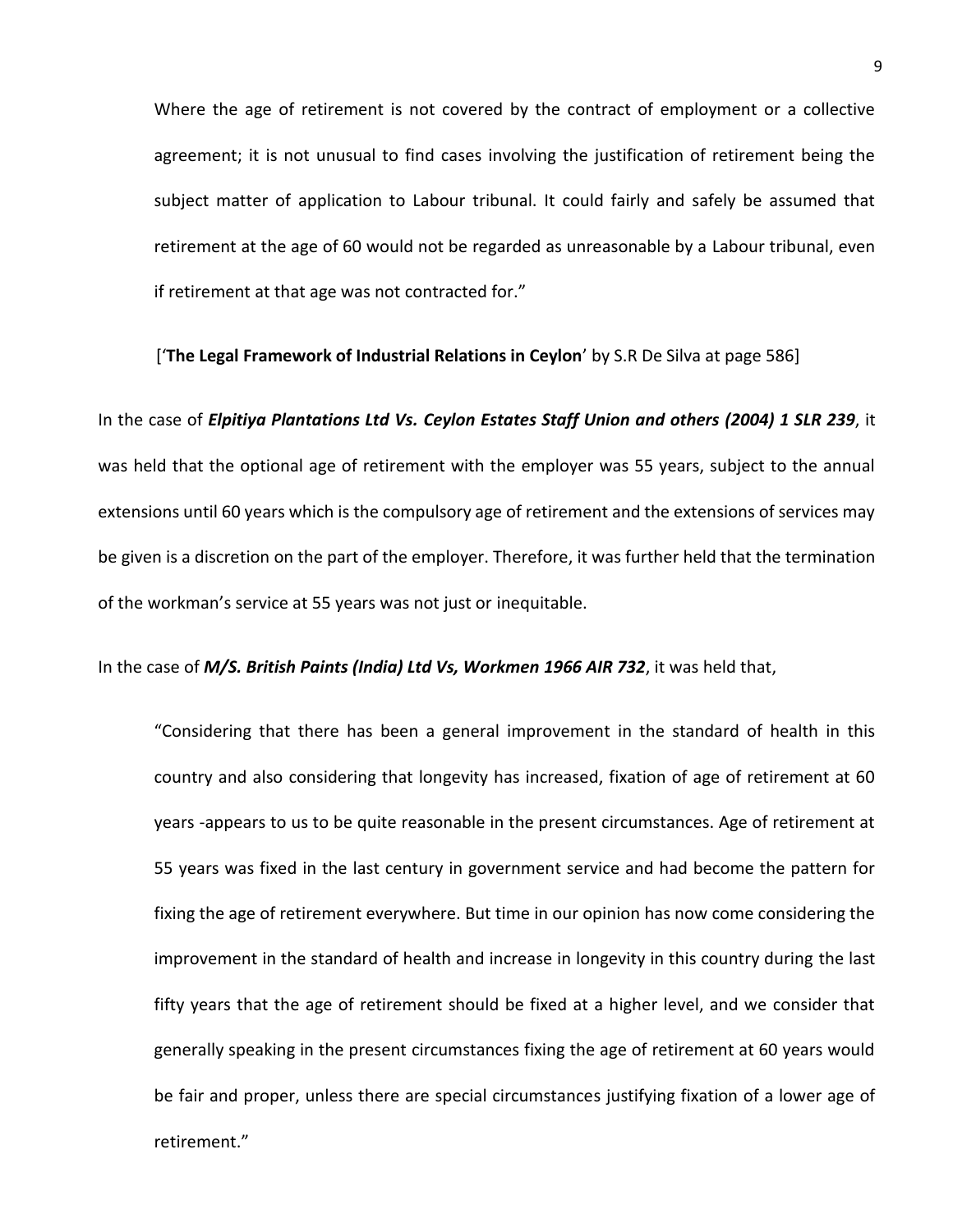> Where the age of retirement is not covered by the contract of employment or a collective agreement; it is not unusual to find cases involving the justification of retirement being the subject matter of application to Labour tribunal. It could fairly and safely be assumed that retirement at the age of 60 would not be regarded as unreasonable by a Labour tribunal, even if retirement at that age was not contracted for."

> ['**The Legal Framework of Industrial Relations in Ceylon**' by S.R De Silva at page 586]

In the case of ***Elpitiya Plantations Ltd Vs. Ceylon Estates Staff Union and others (2004) 1 SLR 239***, it was held that the optional age of retirement with the employer was 55 years, subject to the annual extensions until 60 years which is the compulsory age of retirement and the extensions of services may be given is a discretion on the part of the employer. Therefore, it was further held that the termination of the workman's service at 55 years was not just or inequitable.

In the case of ***M/S. British Paints (India) Ltd Vs, Workmen 1966 AIR 732***, it was held that,

> "Considering that there has been a general improvement in the standard of health in this country and also considering that longevity has increased, fixation of age of retirement at 60 years -appears to us to be quite reasonable in the present circumstances. Age of retirement at 55 years was fixed in the last century in government service and had become the pattern for fixing the age of retirement everywhere. But time in our opinion has now come considering the improvement in the standard of health and increase in longevity in this country during the last fifty years that the age of retirement should be fixed at a higher level, and we consider that generally speaking in the present circumstances fixing the age of retirement at 60 years would be fair and proper, unless there are special circumstances justifying fixation of a lower age of retirement."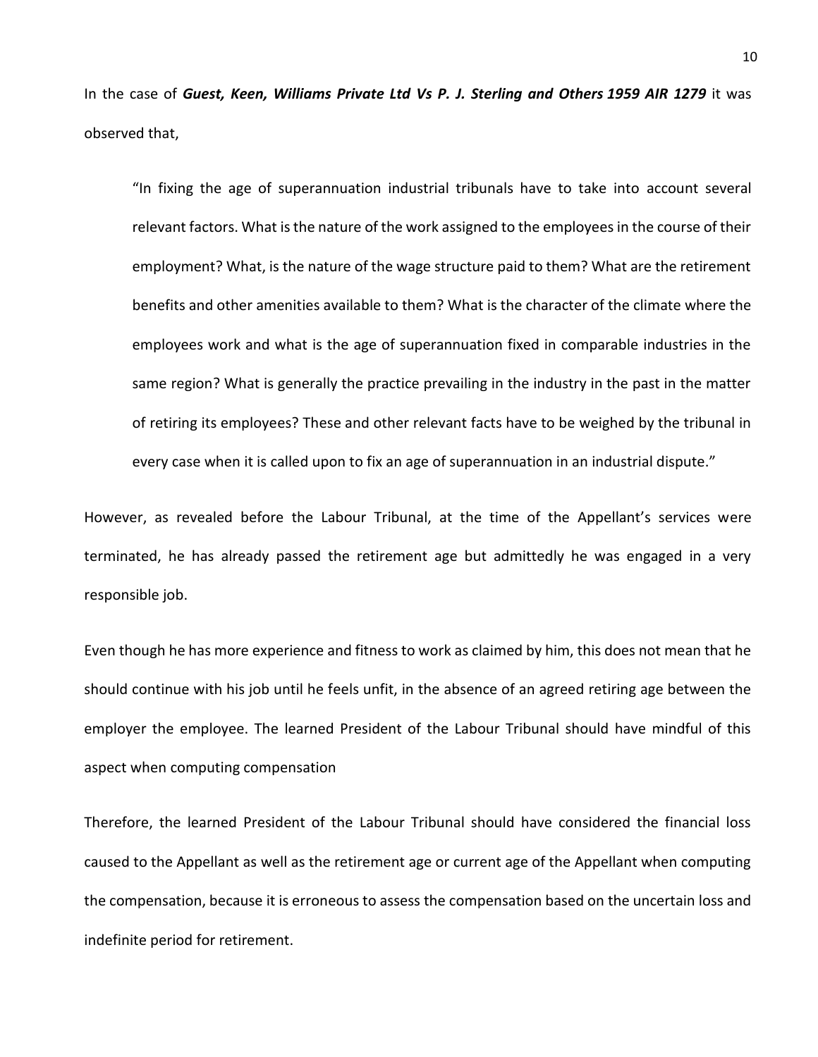In the case of ***Guest, Keen, Williams Private Ltd Vs P. J. Sterling and Others 1959 AIR 1279*** it was observed that,

> "In fixing the age of superannuation industrial tribunals have to take into account several relevant factors. What is the nature of the work assigned to the employees in the course of their employment? What, is the nature of the wage structure paid to them? What are the retirement benefits and other amenities available to them? What is the character of the climate where the employees work and what is the age of superannuation fixed in comparable industries in the same region? What is generally the practice prevailing in the industry in the past in the matter of retiring its employees? These and other relevant facts have to be weighed by the tribunal in every case when it is called upon to fix an age of superannuation in an industrial dispute."

However, as revealed before the Labour Tribunal, at the time of the Appellant's services were terminated, he has already passed the retirement age but admittedly he was engaged in a very responsible job.

Even though he has more experience and fitness to work as claimed by him, this does not mean that he should continue with his job until he feels unfit, in the absence of an agreed retiring age between the employer the employee. The learned President of the Labour Tribunal should have mindful of this aspect when computing compensation

Therefore, the learned President of the Labour Tribunal should have considered the financial loss caused to the Appellant as well as the retirement age or current age of the Appellant when computing the compensation, because it is erroneous to assess the compensation based on the uncertain loss and indefinite period for retirement.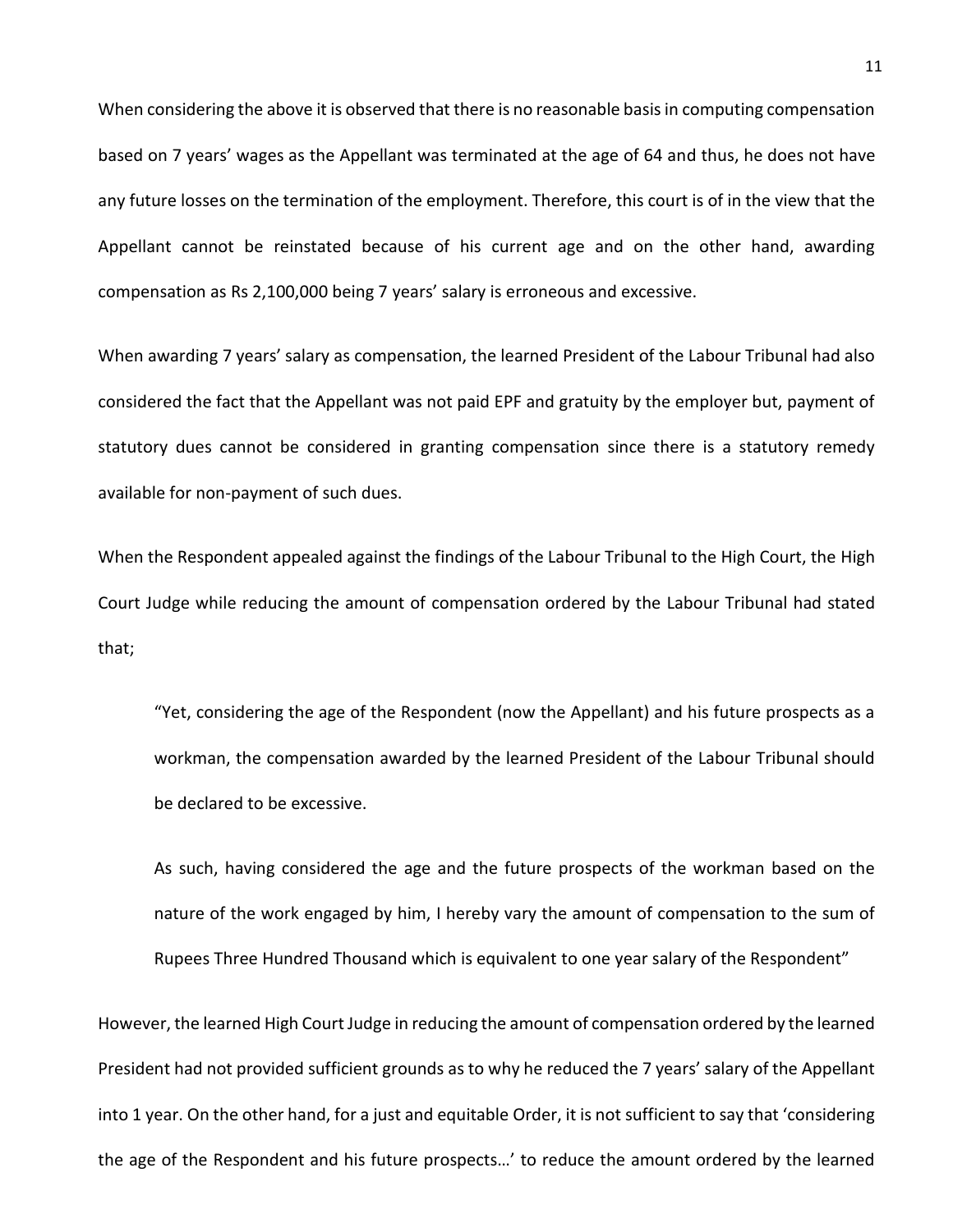When considering the above it is observed that there is no reasonable basis in computing compensation based on 7 years' wages as the Appellant was terminated at the age of 64 and thus, he does not have any future losses on the termination of the employment. Therefore, this court is of in the view that the Appellant cannot be reinstated because of his current age and on the other hand, awarding compensation as Rs 2,100,000 being 7 years' salary is erroneous and excessive.

When awarding 7 years' salary as compensation, the learned President of the Labour Tribunal had also considered the fact that the Appellant was not paid EPF and gratuity by the employer but, payment of statutory dues cannot be considered in granting compensation since there is a statutory remedy available for non-payment of such dues.

When the Respondent appealed against the findings of the Labour Tribunal to the High Court, the High Court Judge while reducing the amount of compensation ordered by the Labour Tribunal had stated that;

> "Yet, considering the age of the Respondent (now the Appellant) and his future prospects as a workman, the compensation awarded by the learned President of the Labour Tribunal should be declared to be excessive.
>
> As such, having considered the age and the future prospects of the workman based on the nature of the work engaged by him, I hereby vary the amount of compensation to the sum of Rupees Three Hundred Thousand which is equivalent to one year salary of the Respondent"

However, the learned High Court Judge in reducing the amount of compensation ordered by the learned President had not provided sufficient grounds as to why he reduced the 7 years' salary of the Appellant into 1 year. On the other hand, for a just and equitable Order, it is not sufficient to say that 'considering the age of the Respondent and his future prospects…' to reduce the amount ordered by the learned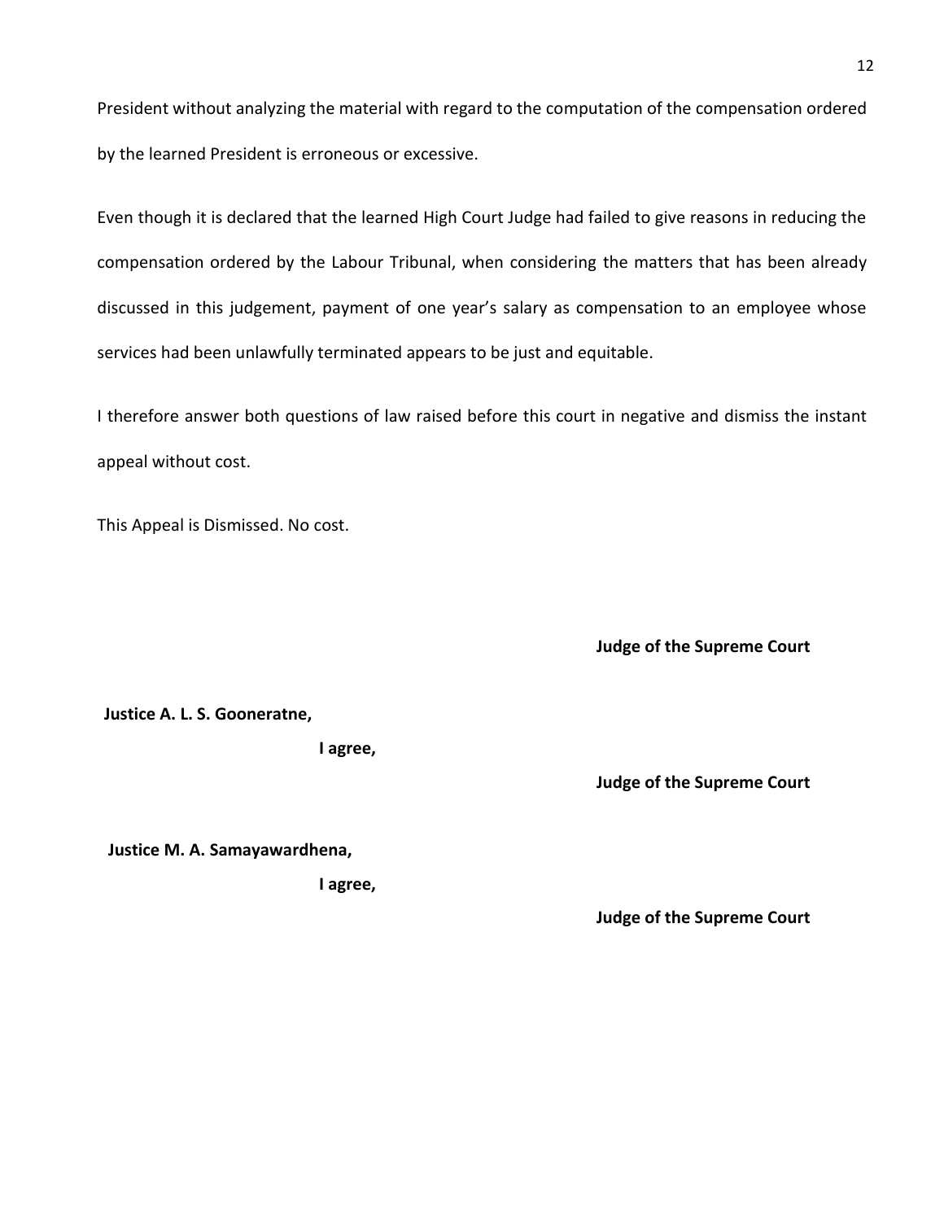President without analyzing the material with regard to the computation of the compensation ordered by the learned President is erroneous or excessive.

Even though it is declared that the learned High Court Judge had failed to give reasons in reducing the compensation ordered by the Labour Tribunal, when considering the matters that has been already discussed in this judgement, payment of one year's salary as compensation to an employee whose services had been unlawfully terminated appears to be just and equitable.

I therefore answer both questions of law raised before this court in negative and dismiss the instant appeal without cost.

This Appeal is Dismissed. No cost.

**Judge of the Supreme Court**

**Justice A. L. S. Gooneratne,**

**I agree,**

**Judge of the Supreme Court**

**Justice M. A. Samayawardhena,**

**I agree,**

**Judge of the Supreme Court**